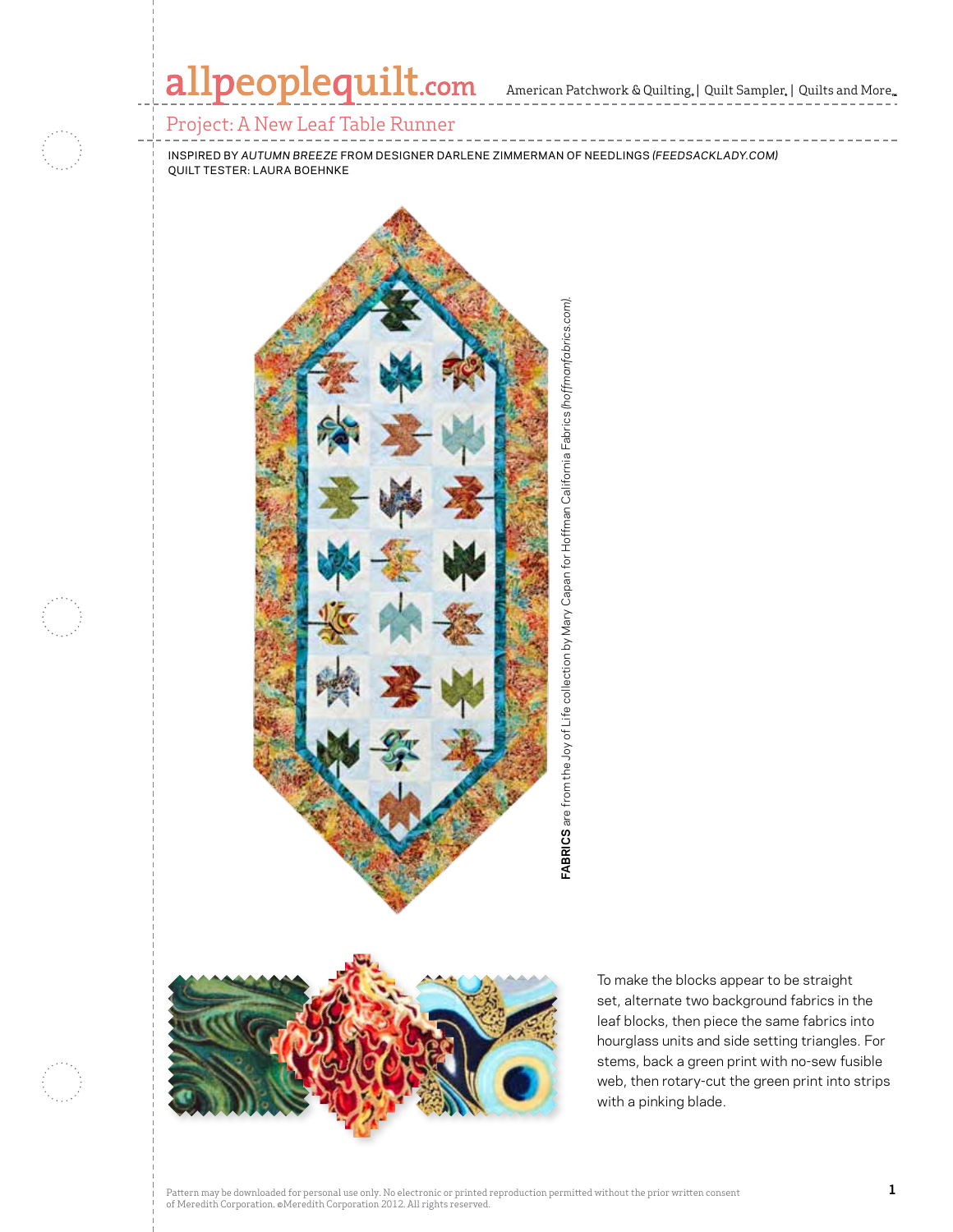# Project: A New Leaf Table Runner

INSPIRED BY *AUTUMN BREEZE* FROM DESIGNER DARLENE ZIMMERMAN OF NEEDLINGS *(FEEDSACKLADY.COM)*
QUILT TESTER: LAURA BOEHNKE

**FABRICS** are from the Joy of Life collection by Mary Capan for Hoffman California Fabrics *(hoffmanfabrics.com)*.

To make the blocks appear to be straight set, alternate two background fabrics in the leaf blocks, then piece the same fabrics into hourglass units and side setting triangles. For stems, back a green print with no-sew fusible web, then rotary-cut the green print into strips with a pinking blade.

Pattern may be downloaded for personal use only. No electronic or printed reproduction permitted without the prior written consent of Meredith Corporation. ©Meredith Corporation 2012. All rights reserved.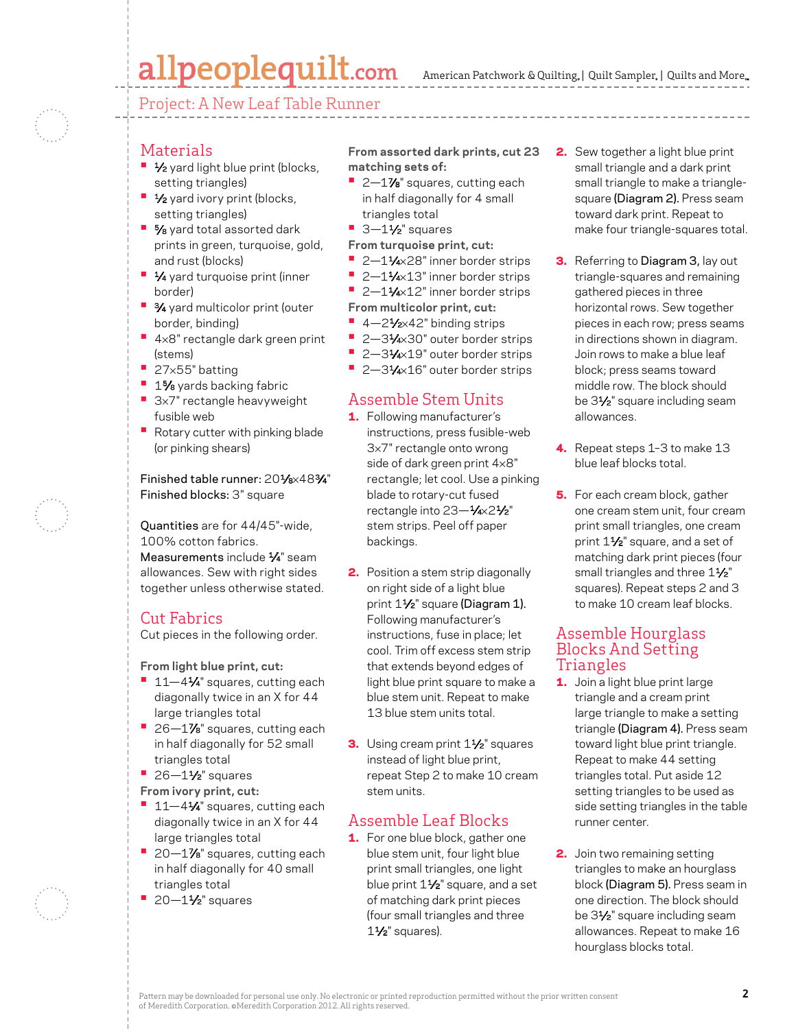Project: A New Leaf Table Runner

## Materials

- ½ yard light blue print (blocks, setting triangles)
- ½ yard ivory print (blocks, setting triangles)
- ⅝ yard total assorted dark prints in green, turquoise, gold, and rust (blocks)
- ¼ yard turquoise print (inner border)
- ¾ yard multicolor print (outer border, binding)
- 4×8" rectangle dark green print (stems)
- 27×55" batting
- 1⅝ yards backing fabric
- 3×7" rectangle heavyweight fusible web
- Rotary cutter with pinking blade (or pinking shears)

Finished table runner: 20⅛×48¾"
Finished blocks: 3" square

Quantities are for 44/45"-wide, 100% cotton fabrics.
Measurements include ¼" seam allowances. Sew with right sides together unless otherwise stated.

## Cut Fabrics

Cut pieces in the following order.

**From light blue print, cut:**
- 11—4¼" squares, cutting each diagonally twice in an X for 44 large triangles total
- 26—1⅞" squares, cutting each in half diagonally for 52 small triangles total
- 26—1½" squares

**From ivory print, cut:**
- 11—4¼" squares, cutting each diagonally twice in an X for 44 large triangles total
- 20—1⅞" squares, cutting each in half diagonally for 40 small triangles total
- 20—1½" squares

**From assorted dark prints, cut 23 matching sets of:**
- 2—1⅞" squares, cutting each in half diagonally for 4 small triangles total
- 3—1½" squares

**From turquoise print, cut:**
- 2—1¼×28" inner border strips
- 2—1¼×13" inner border strips
- 2—1¼×12" inner border strips

**From multicolor print, cut:**
- 4—2½×42" binding strips
- 2—3¼×30" outer border strips
- 2—3¼×19" outer border strips
- 2—3¼×16" outer border strips

## Assemble Stem Units

1. Following manufacturer's instructions, press fusible-web 3×7" rectangle onto wrong side of dark green print 4×8" rectangle; let cool. Use a pinking blade to rotary-cut fused rectangle into 23—¼×2½" stem strips. Peel off paper backings.
2. Position a stem strip diagonally on right side of a light blue print 1½" square **(Diagram 1)**. Following manufacturer's instructions, fuse in place; let cool. Trim off excess stem strip that extends beyond edges of light blue print square to make a blue stem unit. Repeat to make 13 blue stem units total.
3. Using cream print 1½" squares instead of light blue print, repeat Step 2 to make 10 cream stem units.

## Assemble Leaf Blocks

1. For one blue block, gather one blue stem unit, four light blue print small triangles, one light blue print 1½" square, and a set of matching dark print pieces (four small triangles and three 1½" squares).
2. Sew together a light blue print small triangle and a dark print small triangle to make a triangle-square **(Diagram 2)**. Press seam toward dark print. Repeat to make four triangle-squares total.
3. Referring to **Diagram 3**, lay out triangle-squares and remaining gathered pieces in three horizontal rows. Sew together pieces in each row; press seams in directions shown in diagram. Join rows to make a blue leaf block; press seams toward middle row. The block should be 3½" square including seam allowances.
4. Repeat steps 1–3 to make 13 blue leaf blocks total.
5. For each cream block, gather one cream stem unit, four cream print small triangles, one cream print 1½" square, and a set of matching dark print pieces (four small triangles and three 1½" squares). Repeat steps 2 and 3 to make 10 cream leaf blocks.

## Assemble Hourglass Blocks And Setting Triangles

1. Join a light blue print large triangle and a cream print large triangle to make a setting triangle **(Diagram 4)**. Press seam toward light blue print triangle. Repeat to make 44 setting triangles total. Put aside 12 setting triangles to be used as side setting triangles in the table runner center.
2. Join two remaining setting triangles to make an hourglass block **(Diagram 5)**. Press seam in one direction. The block should be 3½" square including seam allowances. Repeat to make 16 hourglass blocks total.

Pattern may be downloaded for personal use only. No electronic or printed reproduction permitted without the prior written consent of Meredith Corporation. ©Meredith Corporation 2012. All rights reserved.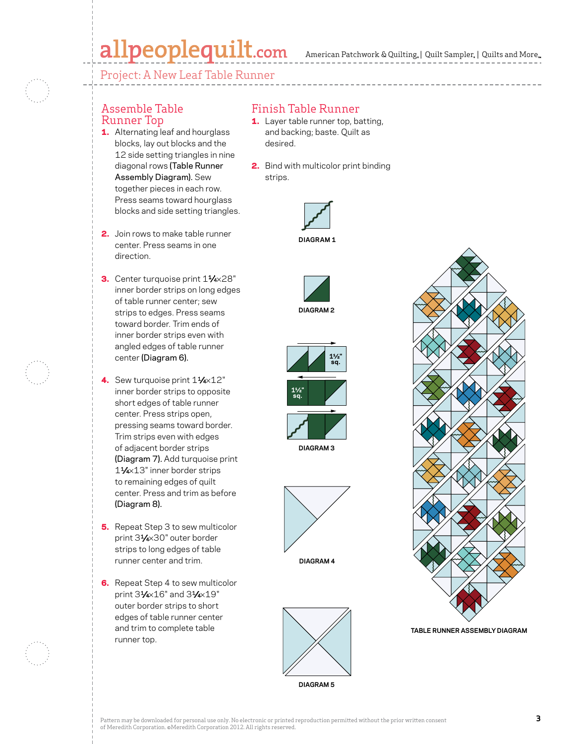Project: A New Leaf Table Runner

## Assemble Table Runner Top

1. Alternating leaf and hourglass blocks, lay out blocks and the 12 side setting triangles in nine diagonal rows **(Table Runner Assembly Diagram).** Sew together pieces in each row. Press seams toward hourglass blocks and side setting triangles.
2. Join rows to make table runner center. Press seams in one direction.
3. Center turquoise print 1¼×28" inner border strips on long edges of table runner center; sew strips to edges. Press seams toward border. Trim ends of inner border strips even with angled edges of table runner center **(Diagram 6).**
4. Sew turquoise print 1¼×12" inner border strips to opposite short edges of table runner center. Press strips open, pressing seams toward border. Trim strips even with edges of adjacent border strips **(Diagram 7).** Add turquoise print 1¼×13" inner border strips to remaining edges of quilt center. Press and trim as before **(Diagram 8).**
5. Repeat Step 3 to sew multicolor print 3¼×30" outer border strips to long edges of table runner center and trim.
6. Repeat Step 4 to sew multicolor print 3¼×16" and 3¼×19" outer border strips to short edges of table runner center and trim to complete table runner top.

## Finish Table Runner

1. Layer table runner top, batting, and backing; baste. Quilt as desired.
2. Bind with multicolor print binding strips.

DIAGRAM 1

DIAGRAM 2

1½" sq.

1½" sq.

DIAGRAM 3

DIAGRAM 4

DIAGRAM 5

TABLE RUNNER ASSEMBLY DIAGRAM

Pattern may be downloaded for personal use only. No electronic or printed reproduction permitted without the prior written consent of Meredith Corporation. ©Meredith Corporation 2012. All rights reserved.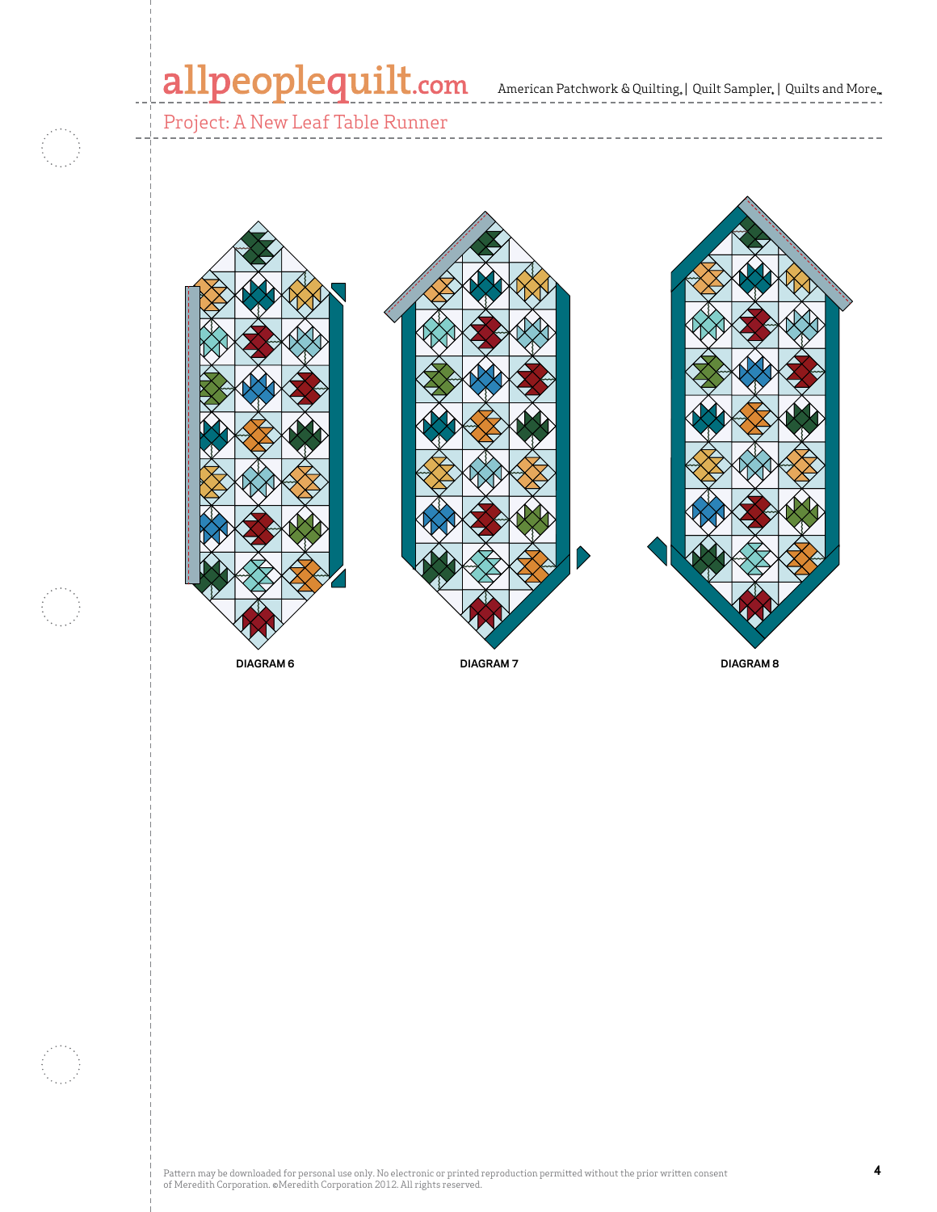DIAGRAM 6

DIAGRAM 7

DIAGRAM 8